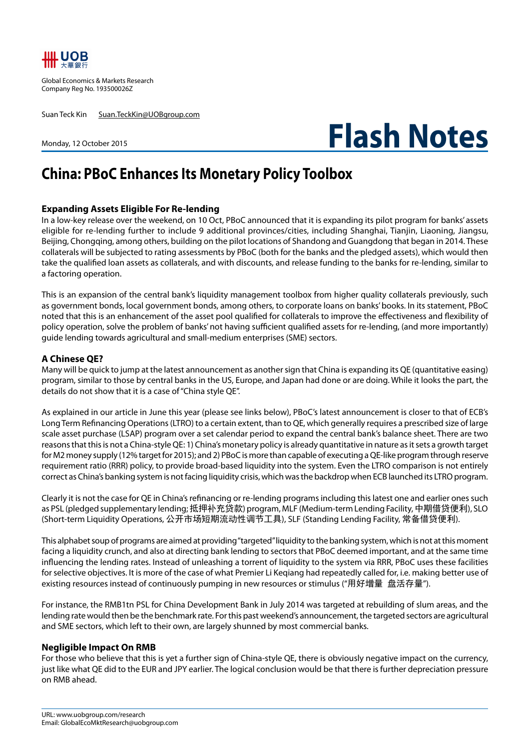UOB 大華銀行

Global Economics & Markets Research
Company Reg No. 193500026Z

Suan Teck Kin Suan.TeckKin@UOBgroup.com

Monday, 12 October 2015

# Flash Notes

## China: PBoC Enhances Its Monetary Policy Toolbox

### Expanding Assets Eligible For Re-lending

In a low-key release over the weekend, on 10 Oct, PBoC announced that it is expanding its pilot program for banks' assets eligible for re-lending further to include 9 additional provinces/cities, including Shanghai, Tianjin, Liaoning, Jiangsu, Beijing, Chongqing, among others, building on the pilot locations of Shandong and Guangdong that began in 2014. These collaterals will be subjected to rating assessments by PBoC (both for the banks and the pledged assets), which would then take the qualified loan assets as collaterals, and with discounts, and release funding to the banks for re-lending, similar to a factoring operation.

This is an expansion of the central bank's liquidity management toolbox from higher quality collaterals previously, such as government bonds, local government bonds, among others, to corporate loans on banks' books. In its statement, PBoC noted that this is an enhancement of the asset pool qualified for collaterals to improve the effectiveness and flexibility of policy operation, solve the problem of banks' not having sufficient qualified assets for re-lending, (and more importantly) guide lending towards agricultural and small-medium enterprises (SME) sectors.

### A Chinese QE?

Many will be quick to jump at the latest announcement as another sign that China is expanding its QE (quantitative easing) program, similar to those by central banks in the US, Europe, and Japan had done or are doing. While it looks the part, the details do not show that it is a case of "China style QE".

As explained in our article in June this year (please see links below), PBoC's latest announcement is closer to that of ECB's Long Term Refinancing Operations (LTRO) to a certain extent, than to QE, which generally requires a prescribed size of large scale asset purchase (LSAP) program over a set calendar period to expand the central bank's balance sheet. There are two reasons that this is not a China-style QE: 1) China's monetary policy is already quantitative in nature as it sets a growth target for M2 money supply (12% target for 2015); and 2) PBoC is more than capable of executing a QE-like program through reserve requirement ratio (RRR) policy, to provide broad-based liquidity into the system. Even the LTRO comparison is not entirely correct as China's banking system is not facing liquidity crisis, which was the backdrop when ECB launched its LTRO program.

Clearly it is not the case for QE in China's refinancing or re-lending programs including this latest one and earlier ones such as PSL (pledged supplementary lending; 抵押补充贷款) program, MLF (Medium-term Lending Facility, 中期借贷便利), SLO (Short-term Liquidity Operations, 公开市场短期流动性调节工具), SLF (Standing Lending Facility, 常备借贷便利).

This alphabet soup of programs are aimed at providing "targeted" liquidity to the banking system, which is not at this moment facing a liquidity crunch, and also at directing bank lending to sectors that PBoC deemed important, and at the same time influencing the lending rates. Instead of unleashing a torrent of liquidity to the system via RRR, PBoC uses these facilities for selective objectives. It is more of the case of what Premier Li Keqiang had repeatedly called for, i.e. making better use of existing resources instead of continuously pumping in new resources or stimulus ("用好增量 盘活存量").

For instance, the RMB1tn PSL for China Development Bank in July 2014 was targeted at rebuilding of slum areas, and the lending rate would then be the benchmark rate. For this past weekend's announcement, the targeted sectors are agricultural and SME sectors, which left to their own, are largely shunned by most commercial banks.

### Negligible Impact On RMB

For those who believe that this is yet a further sign of China-style QE, there is obviously negative impact on the currency, just like what QE did to the EUR and JPY earlier. The logical conclusion would be that there is further depreciation pressure on RMB ahead.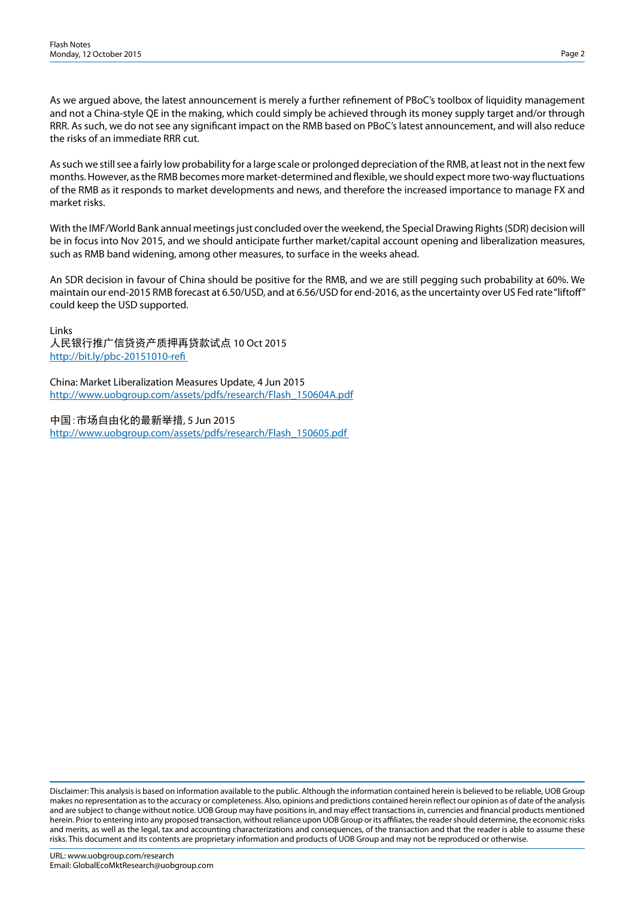As we argued above, the latest announcement is merely a further refinement of PBoC's toolbox of liquidity management and not a China-style QE in the making, which could simply be achieved through its money supply target and/or through RRR. As such, we do not see any significant impact on the RMB based on PBoC's latest announcement, and will also reduce the risks of an immediate RRR cut.

As such we still see a fairly low probability for a large scale or prolonged depreciation of the RMB, at least not in the next few months. However, as the RMB becomes more market-determined and flexible, we should expect more two-way fluctuations of the RMB as it responds to market developments and news, and therefore the increased importance to manage FX and market risks.

With the IMF/World Bank annual meetings just concluded over the weekend, the Special Drawing Rights (SDR) decision will be in focus into Nov 2015, and we should anticipate further market/capital account opening and liberalization measures, such as RMB band widening, among other measures, to surface in the weeks ahead.

An SDR decision in favour of China should be positive for the RMB, and we are still pegging such probability at 60%. We maintain our end-2015 RMB forecast at 6.50/USD, and at 6.56/USD for end-2016, as the uncertainty over US Fed rate "liftoff" could keep the USD supported.

Links

人民银行推广信贷资产质押再贷款试点 10 Oct 2015
http://bit.ly/pbc-20151010-refi

China: Market Liberalization Measures Update, 4 Jun 2015
http://www.uobgroup.com/assets/pdfs/research/Flash_150604A.pdf

中国 : 市场自由化的最新举措, 5 Jun 2015
http://www.uobgroup.com/assets/pdfs/research/Flash_150605.pdf

Disclaimer: This analysis is based on information available to the public. Although the information contained herein is believed to be reliable, UOB Group makes no representation as to the accuracy or completeness. Also, opinions and predictions contained herein reflect our opinion as of date of the analysis and are subject to change without notice. UOB Group may have positions in, and may effect transactions in, currencies and financial products mentioned herein. Prior to entering into any proposed transaction, without reliance upon UOB Group or its affiliates, the reader should determine, the economic risks and merits, as well as the legal, tax and accounting characterizations and consequences, of the transaction and that the reader is able to assume these risks. This document and its contents are proprietary information and products of UOB Group and may not be reproduced or otherwise.

URL: www.uobgroup.com/research
Email: GlobalEcoMktResearch@uobgroup.com